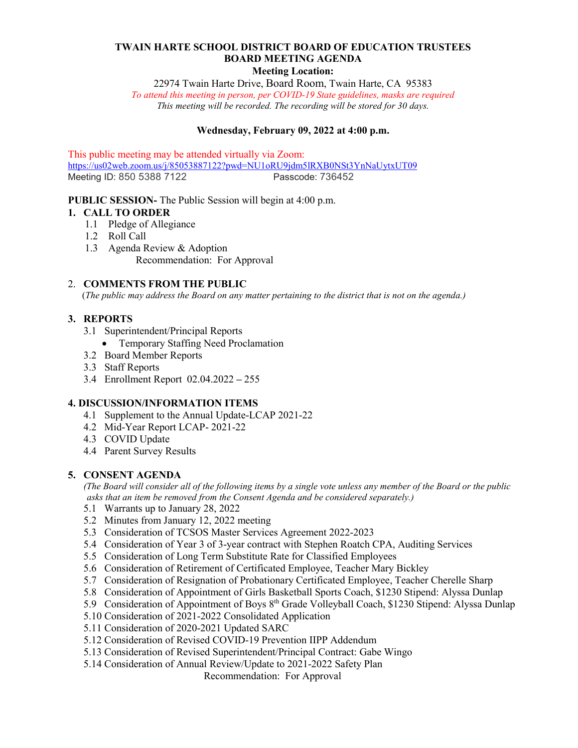# TWAIN HARTE SCHOOL DISTRICT BOARD OF EDUCATION TRUSTEES
## BOARD MEETING AGENDA

**Meeting Location:**

22974 Twain Harte Drive, Board Room, Twain Harte, CA 95383

*To attend this meeting in person, per COVID-19 State guidelines, masks are required*

*This meeting will be recorded. The recording will be stored for 30 days.*

**Wednesday, February 09, 2022 at 4:00 p.m.**

This public meeting may be attended virtually via Zoom:
https://us02web.zoom.us/j/85053887122?pwd=NU1oRU9jdm5lRXB0NSt3YnNaUytxUT09
Meeting ID: 850 5388 7122 Passcode: 736452

**PUBLIC SESSION-** The Public Session will begin at 4:00 p.m.

**1. CALL TO ORDER**
- 1.1 Pledge of Allegiance
- 1.2 Roll Call
- 1.3 Agenda Review & Adoption
  Recommendation: For Approval

**2. COMMENTS FROM THE PUBLIC**
(*The public may address the Board on any matter pertaining to the district that is not on the agenda.*)

**3. REPORTS**
- 3.1 Superintendent/Principal Reports
  - Temporary Staffing Need Proclamation
- 3.2 Board Member Reports
- 3.3 Staff Reports
- 3.4 Enrollment Report 02.04.2022 – 255

**4. DISCUSSION/INFORMATION ITEMS**
- 4.1 Supplement to the Annual Update-LCAP 2021-22
- 4.2 Mid-Year Report LCAP- 2021-22
- 4.3 COVID Update
- 4.4 Parent Survey Results

**5. CONSENT AGENDA**
*(The Board will consider all of the following items by a single vote unless any member of the Board or the public asks that an item be removed from the Consent Agenda and be considered separately.)*
- 5.1 Warrants up to January 28, 2022
- 5.2 Minutes from January 12, 2022 meeting
- 5.3 Consideration of TCSOS Master Services Agreement 2022-2023
- 5.4 Consideration of Year 3 of 3-year contract with Stephen Roatch CPA, Auditing Services
- 5.5 Consideration of Long Term Substitute Rate for Classified Employees
- 5.6 Consideration of Retirement of Certificated Employee, Teacher Mary Bickley
- 5.7 Consideration of Resignation of Probationary Certificated Employee, Teacher Cherelle Sharp
- 5.8 Consideration of Appointment of Girls Basketball Sports Coach, $1230 Stipend: Alyssa Dunlap
- 5.9 Consideration of Appointment of Boys 8th Grade Volleyball Coach, $1230 Stipend: Alyssa Dunlap
- 5.10 Consideration of 2021-2022 Consolidated Application
- 5.11 Consideration of 2020-2021 Updated SARC
- 5.12 Consideration of Revised COVID-19 Prevention IIPP Addendum
- 5.13 Consideration of Revised Superintendent/Principal Contract: Gabe Wingo
- 5.14 Consideration of Annual Review/Update to 2021-2022 Safety Plan

  Recommendation: For Approval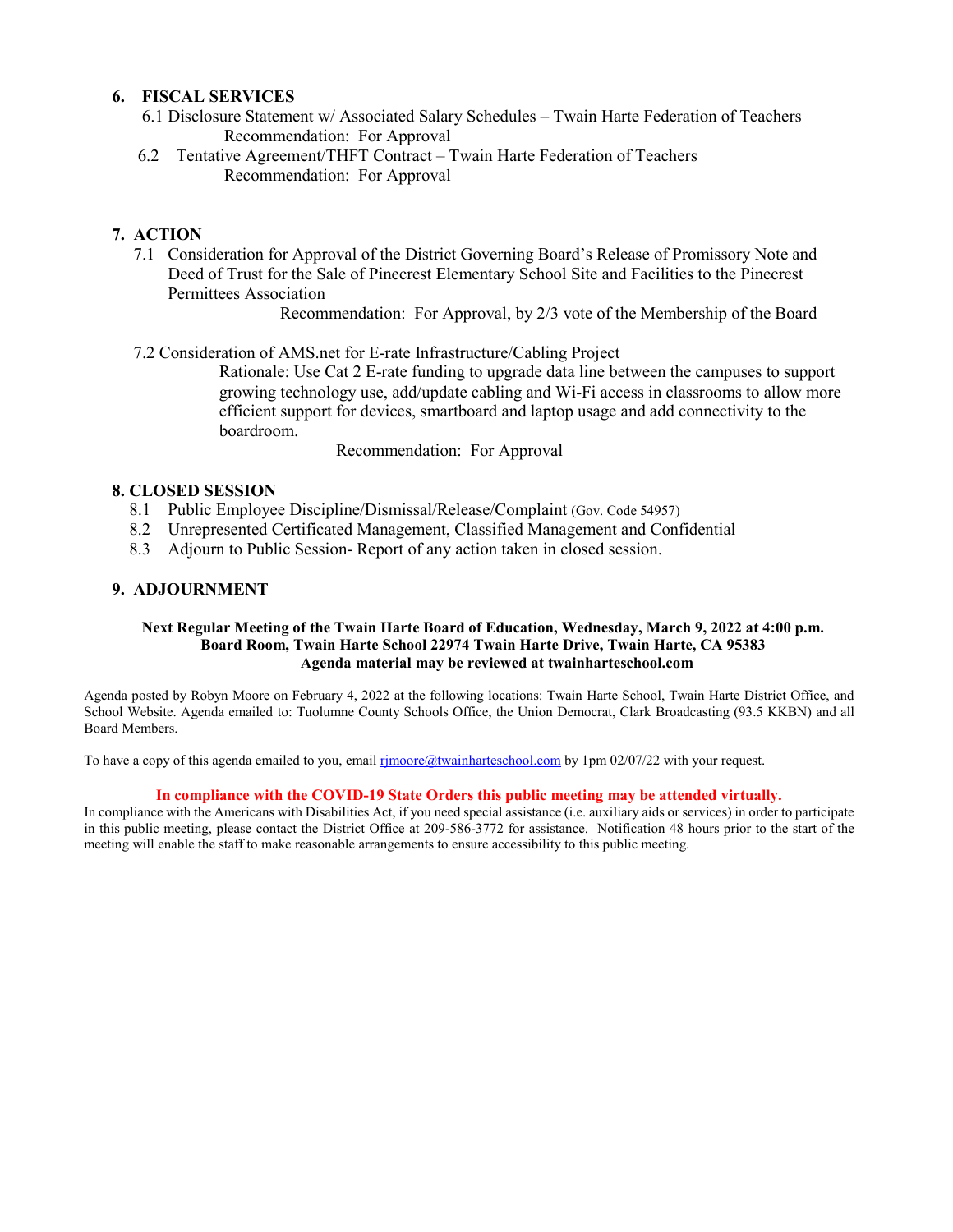## 6. FISCAL SERVICES

6.1 Disclosure Statement w/ Associated Salary Schedules – Twain Harte Federation of Teachers
Recommendation: For Approval

6.2 Tentative Agreement/THFT Contract – Twain Harte Federation of Teachers
Recommendation: For Approval

## 7. ACTION

7.1 Consideration for Approval of the District Governing Board's Release of Promissory Note and Deed of Trust for the Sale of Pinecrest Elementary School Site and Facilities to the Pinecrest Permittees Association
Recommendation: For Approval, by 2/3 vote of the Membership of the Board

7.2 Consideration of AMS.net for E-rate Infrastructure/Cabling Project
Rationale: Use Cat 2 E-rate funding to upgrade data line between the campuses to support growing technology use, add/update cabling and Wi-Fi access in classrooms to allow more efficient support for devices, smartboard and laptop usage and add connectivity to the boardroom.
Recommendation: For Approval

## 8. CLOSED SESSION

8.1 Public Employee Discipline/Dismissal/Release/Complaint (Gov. Code 54957)
8.2 Unrepresented Certificated Management, Classified Management and Confidential
8.3 Adjourn to Public Session- Report of any action taken in closed session.

## 9. ADJOURNMENT

**Next Regular Meeting of the Twain Harte Board of Education, Wednesday, March 9, 2022 at 4:00 p.m.**
**Board Room, Twain Harte School 22974 Twain Harte Drive, Twain Harte, CA 95383**
**Agenda material may be reviewed at twainharteschool.com**

Agenda posted by Robyn Moore on February 4, 2022 at the following locations: Twain Harte School, Twain Harte District Office, and School Website. Agenda emailed to: Tuolumne County Schools Office, the Union Democrat, Clark Broadcasting (93.5 KKBN) and all Board Members.

To have a copy of this agenda emailed to you, email rjmoore@twainharteschool.com by 1pm 02/07/22 with your request.

**In compliance with the COVID-19 State Orders this public meeting may be attended virtually.**

In compliance with the Americans with Disabilities Act, if you need special assistance (i.e. auxiliary aids or services) in order to participate in this public meeting, please contact the District Office at 209-586-3772 for assistance. Notification 48 hours prior to the start of the meeting will enable the staff to make reasonable arrangements to ensure accessibility to this public meeting.